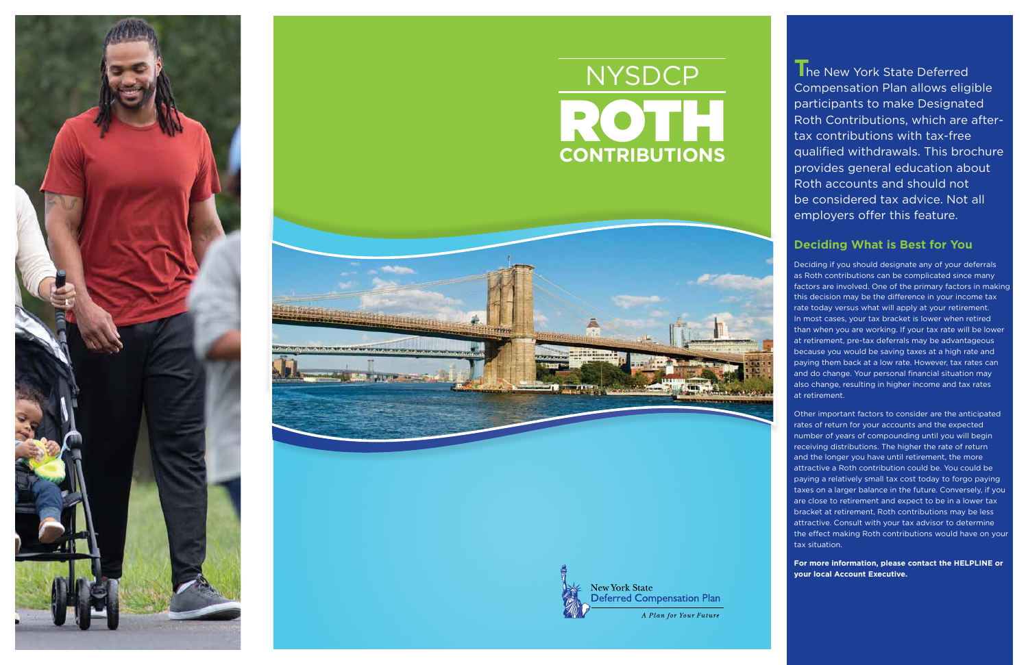# NYSDCP ROTH CONTRIBUTIONS

New York State Deferred Compensation Plan

*A Plan for Your Future*

The New York State Deferred Compensation Plan allows eligible participants to make Designated Roth Contributions, which are after-tax contributions with tax-free qualified withdrawals. This brochure provides general education about Roth accounts and should not be considered tax advice. Not all employers offer this feature.

## Deciding What is Best for You

Deciding if you should designate any of your deferrals as Roth contributions can be complicated since many factors are involved. One of the primary factors in making this decision may be the difference in your income tax rate today versus what will apply at your retirement. In most cases, your tax bracket is lower when retired than when you are working. If your tax rate will be lower at retirement, pre-tax deferrals may be advantageous because you would be saving taxes at a high rate and paying them back at a low rate. However, tax rates can and do change. Your personal financial situation may also change, resulting in higher income and tax rates at retirement.

Other important factors to consider are the anticipated rates of return for your accounts and the expected number of years of compounding until you will begin receiving distributions. The higher the rate of return and the longer you have until retirement, the more attractive a Roth contribution could be. You could be paying a relatively small tax cost today to forgo paying taxes on a larger balance in the future. Conversely, if you are close to retirement and expect to be in a lower tax bracket at retirement, Roth contributions may be less attractive. Consult with your tax advisor to determine the effect making Roth contributions would have on your tax situation.

**For more information, please contact the HELPLINE or your local Account Executive.**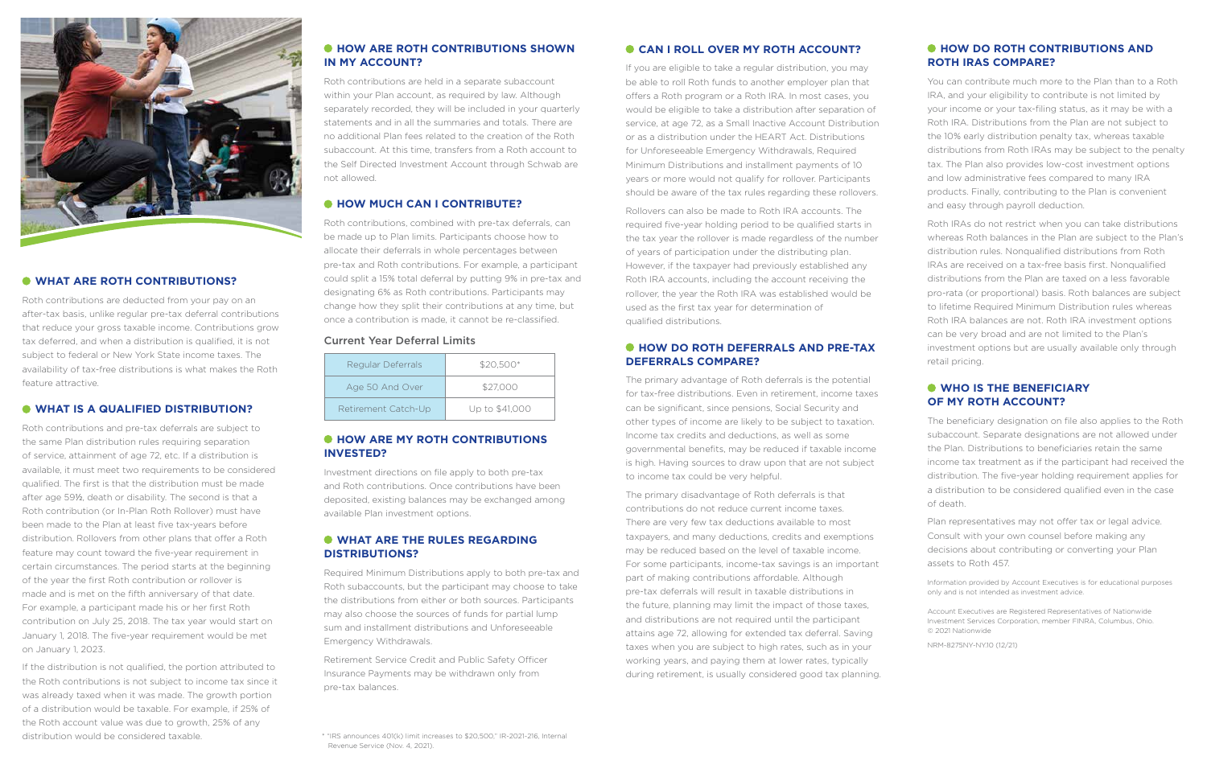## WHAT ARE ROTH CONTRIBUTIONS?

Roth contributions are deducted from your pay on an after-tax basis, unlike regular pre-tax deferral contributions that reduce your gross taxable income. Contributions grow tax deferred, and when a distribution is qualified, it is not subject to federal or New York State income taxes. The availability of tax-free distributions is what makes the Roth feature attractive.

## WHAT IS A QUALIFIED DISTRIBUTION?

Roth contributions and pre-tax deferrals are subject to the same Plan distribution rules requiring separation of service, attainment of age 72, etc. If a distribution is available, it must meet two requirements to be considered qualified. The first is that the distribution must be made after age 59½, death or disability. The second is that a Roth contribution (or In-Plan Roth Rollover) must have been made to the Plan at least five tax-years before distribution. Rollovers from other plans that offer a Roth feature may count toward the five-year requirement in certain circumstances. The period starts at the beginning of the year the first Roth contribution or rollover is made and is met on the fifth anniversary of that date. For example, a participant made his or her first Roth contribution on July 25, 2018. The tax year would start on January 1, 2018. The five-year requirement would be met on January 1, 2023.

If the distribution is not qualified, the portion attributed to the Roth contributions is not subject to income tax since it was already taxed when it was made. The growth portion of a distribution would be taxable. For example, if 25% of the Roth account value was due to growth, 25% of any distribution would be considered taxable.

## HOW ARE ROTH CONTRIBUTIONS SHOWN IN MY ACCOUNT?

Roth contributions are held in a separate subaccount within your Plan account, as required by law. Although separately recorded, they will be included in your quarterly statements and in all the summaries and totals. There are no additional Plan fees related to the creation of the Roth subaccount. At this time, transfers from a Roth account to the Self Directed Investment Account through Schwab are not allowed.

## HOW MUCH CAN I CONTRIBUTE?

Roth contributions, combined with pre-tax deferrals, can be made up to Plan limits. Participants choose how to allocate their deferrals in whole percentages between pre-tax and Roth contributions. For example, a participant could split a 15% total deferral by putting 9% in pre-tax and designating 6% as Roth contributions. Participants may change how they split their contributions at any time, but once a contribution is made, it cannot be re-classified.

### Current Year Deferral Limits

| | |
|---|---|
| Regular Deferrals | $20,500* |
| Age 50 And Over | $27,000 |
| Retirement Catch-Up | Up to $41,000 |

## HOW ARE MY ROTH CONTRIBUTIONS INVESTED?

Investment directions on file apply to both pre-tax and Roth contributions. Once contributions have been deposited, existing balances may be exchanged among available Plan investment options.

## WHAT ARE THE RULES REGARDING DISTRIBUTIONS?

Required Minimum Distributions apply to both pre-tax and Roth subaccounts, but the participant may choose to take the distributions from either or both sources. Participants may also choose the sources of funds for partial lump sum and installment distributions and Unforeseeable Emergency Withdrawals.

Retirement Service Credit and Public Safety Officer Insurance Payments may be withdrawn only from pre-tax balances.

* "IRS announces 401(k) limit increases to $20,500," IR-2021-216, Internal Revenue Service (Nov. 4, 2021).

## CAN I ROLL OVER MY ROTH ACCOUNT?

If you are eligible to take a regular distribution, you may be able to roll Roth funds to another employer plan that offers a Roth program or a Roth IRA. In most cases, you would be eligible to take a distribution after separation of service, at age 72, as a Small Inactive Account Distribution or as a distribution under the HEART Act. Distributions for Unforeseeable Emergency Withdrawals, Required Minimum Distributions and installment payments of 10 years or more would not qualify for rollover. Participants should be aware of the tax rules regarding these rollovers.

Rollovers can also be made to Roth IRA accounts. The required five-year holding period to be qualified starts in the tax year the rollover is made regardless of the number of years of participation under the distributing plan. However, if the taxpayer had previously established any Roth IRA accounts, including the account receiving the rollover, the year the Roth IRA was established would be used as the first tax year for determination of qualified distributions.

## HOW DO ROTH DEFERRALS AND PRE-TAX DEFERRALS COMPARE?

The primary advantage of Roth deferrals is the potential for tax-free distributions. Even in retirement, income taxes can be significant, since pensions, Social Security and other types of income are likely to be subject to taxation. Income tax credits and deductions, as well as some governmental benefits, may be reduced if taxable income is high. Having sources to draw upon that are not subject to income tax could be very helpful.

The primary disadvantage of Roth deferrals is that contributions do not reduce current income taxes. There are very few tax deductions available to most taxpayers, and many deductions, credits and exemptions may be reduced based on the level of taxable income. For some participants, income-tax savings is an important part of making contributions affordable. Although pre-tax deferrals will result in taxable distributions in the future, planning may limit the impact of those taxes, and distributions are not required until the participant attains age 72, allowing for extended tax deferral. Saving taxes when you are subject to high rates, such as in your working years, and paying them at lower rates, typically during retirement, is usually considered good tax planning.

## HOW DO ROTH CONTRIBUTIONS AND ROTH IRAS COMPARE?

You can contribute much more to the Plan than to a Roth IRA, and your eligibility to contribute is not limited by your income or your tax-filing status, as it may be with a Roth IRA. Distributions from the Plan are not subject to the 10% early distribution penalty tax, whereas taxable distributions from Roth IRAs may be subject to the penalty tax. The Plan also provides low-cost investment options and low administrative fees compared to many IRA products. Finally, contributing to the Plan is convenient and easy through payroll deduction.

Roth IRAs do not restrict when you can take distributions whereas Roth balances in the Plan are subject to the Plan's distribution rules. Nonqualified distributions from Roth IRAs are received on a tax-free basis first. Nonqualified distributions from the Plan are taxed on a less favorable pro-rata (or proportional) basis. Roth balances are subject to lifetime Required Minimum Distribution rules whereas Roth IRA balances are not. Roth IRA investment options can be very broad and are not limited to the Plan's investment options but are usually available only through retail pricing.

## WHO IS THE BENEFICIARY OF MY ROTH ACCOUNT?

The beneficiary designation on file also applies to the Roth subaccount. Separate designations are not allowed under the Plan. Distributions to beneficiaries retain the same income tax treatment as if the participant had received the distribution. The five-year holding requirement applies for a distribution to be considered qualified even in the case of death.

Plan representatives may not offer tax or legal advice. Consult with your own counsel before making any decisions about contributing or converting your Plan assets to Roth 457.

Information provided by Account Executives is for educational purposes only and is not intended as investment advice.

Account Executives are Registered Representatives of Nationwide Investment Services Corporation, member FINRA, Columbus, Ohio. © 2021 Nationwide

NRM-8275NY-NY.10 (12/21)